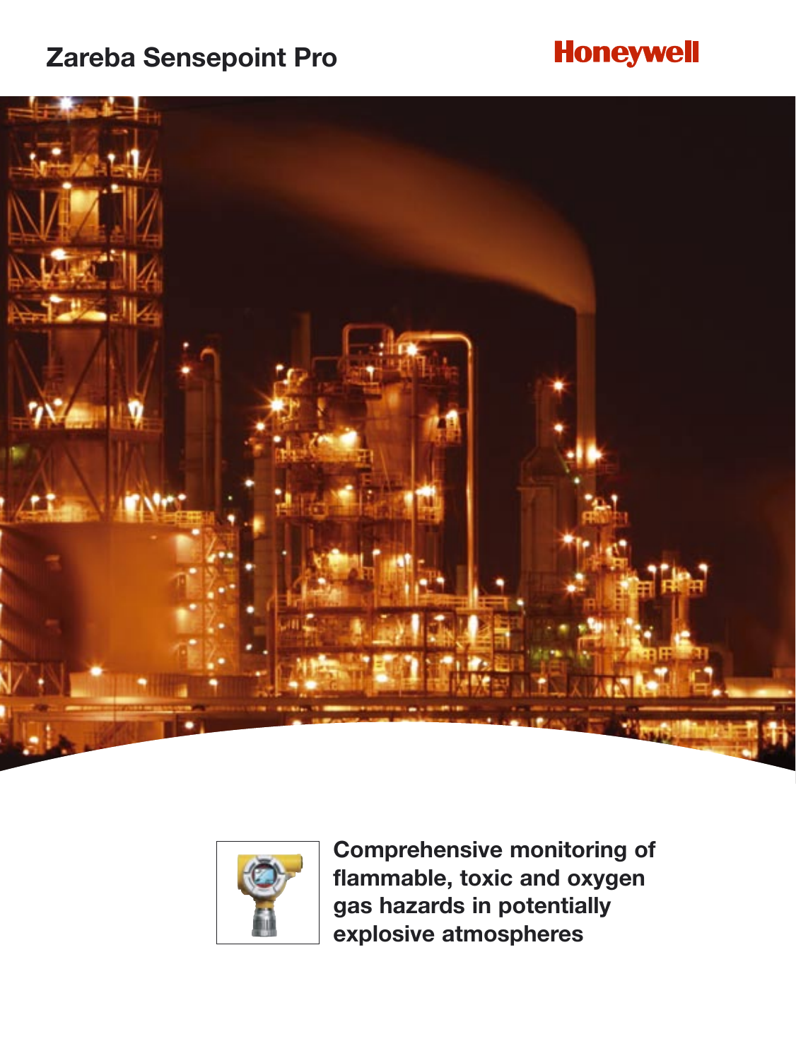# Zareba Sensepoint Pro

Honeywell

**Comprehensive monitoring of flammable, toxic and oxygen gas hazards in potentially explosive atmospheres**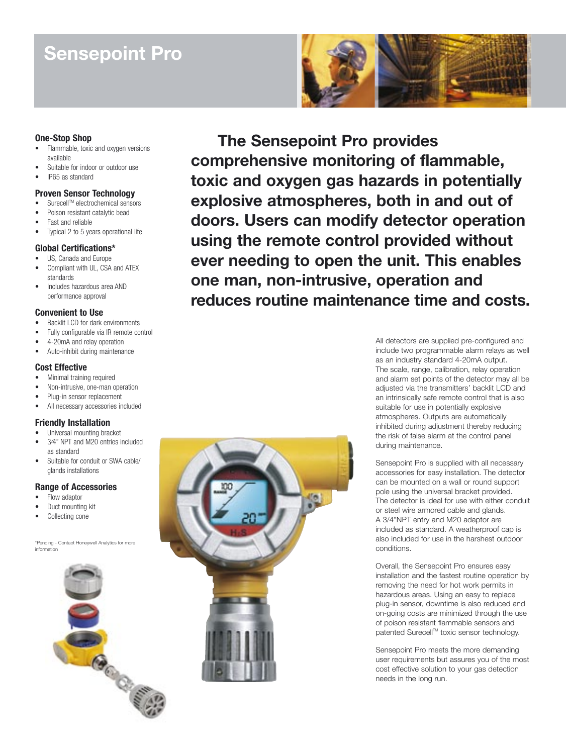# Sensepoint Pro

### One-Stop Shop

- Flammable, toxic and oxygen versions available
- Suitable for indoor or outdoor use
- IP65 as standard

### Proven Sensor Technology

- Surecell™ electrochemical sensors
- Poison resistant catalytic bead
- Fast and reliable
- Typical 2 to 5 years operational life

### Global Certifications*

- US, Canada and Europe
- Compliant with UL, CSA and ATEX standards
- Includes hazardous area AND performance approval

### Convenient to Use

- Backlit LCD for dark environments
- Fully configurable via IR remote control
- 4-20mA and relay operation
- Auto-inhibit during maintenance

### Cost Effective

- Minimal training required
- Non-intrusive, one-man operation
- Plug-in sensor replacement
- All necessary accessories included

### Friendly Installation

- Universal mounting bracket
- 3⁄4" NPT and M20 entries included as standard
- Suitable for conduit or SWA cable/ glands installations

### Range of Accessories

- Flow adaptor
- Duct mounting kit
- Collecting cone

*Pending - Contact Honeywell Analytics for more information

**The Sensepoint Pro provides comprehensive monitoring of flammable, toxic and oxygen gas hazards in potentially explosive atmospheres, both in and out of doors. Users can modify detector operation using the remote control provided without ever needing to open the unit. This enables one man, non-intrusive, operation and reduces routine maintenance time and costs.**

All detectors are supplied pre-configured and include two programmable alarm relays as well as an industry standard 4-20mA output. The scale, range, calibration, relay operation and alarm set points of the detector may all be adjusted via the transmitters' backlit LCD and an intrinsically safe remote control that is also suitable for use in potentially explosive atmospheres. Outputs are automatically inhibited during adjustment thereby reducing the risk of false alarm at the control panel during maintenance.

Sensepoint Pro is supplied with all necessary accessories for easy installation. The detector can be mounted on a wall or round support pole using the universal bracket provided. The detector is ideal for use with either conduit or steel wire armored cable and glands. A 3/4"NPT entry and M20 adaptor are included as standard. A weatherproof cap is also included for use in the harshest outdoor conditions.

Overall, the Sensepoint Pro ensures easy installation and the fastest routine operation by removing the need for hot work permits in hazardous areas. Using an easy to replace plug-in sensor, downtime is also reduced and on-going costs are minimized through the use of poison resistant flammable sensors and patented Surecell™ toxic sensor technology.

Sensepoint Pro meets the more demanding user requirements but assures you of the most cost effective solution to your gas detection needs in the long run.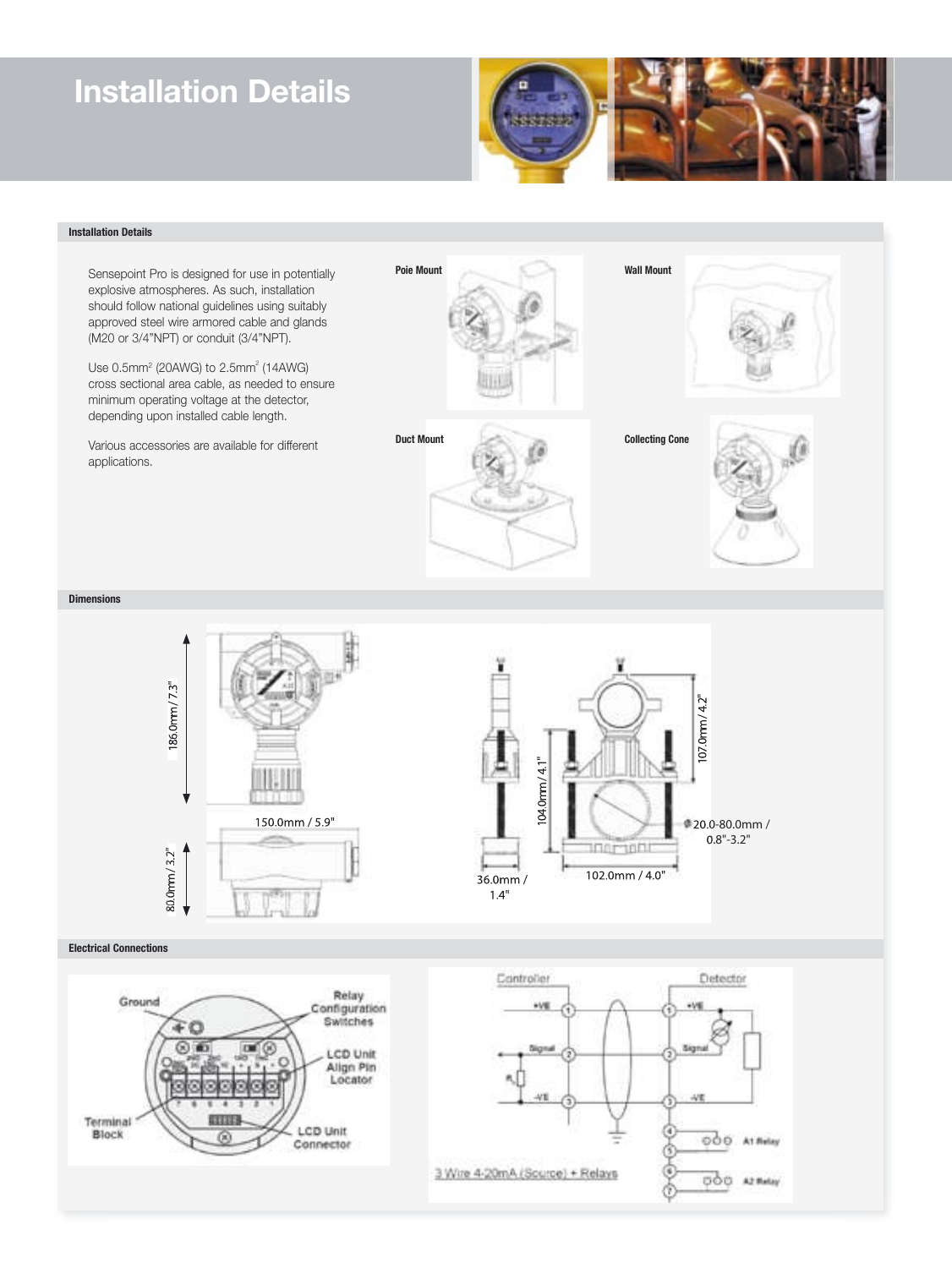# Installation Details

## Installation Details

Sensepoint Pro is designed for use in potentially explosive atmospheres. As such, installation should follow national guidelines using suitably approved steel wire armored cable and glands (M20 or 3/4"NPT) or conduit (3/4"NPT).

Use $0.5mm^2$ (20AWG) to $2.5mm^2$ (14AWG) cross sectional area cable, as needed to ensure minimum operating voltage at the detector, depending upon installed cable length.

Various accessories are available for different applications.

Poie Mount

Wall Mount

Duct Mount

Collecting Cone

## Dimensions

186.0mm / 7.3"

150.0mm / 5.9"

80.0mm / 3.2"

104.0mm / 4.1"

107.0mm / 4.2"

20.0-80.0mm / 0.8"-3.2"

36.0mm / 1.4"

102.0mm / 4.0"

## Electrical Connections

Ground

Relay Configuration Switches

LCD Unit Align Pin Locator

Terminal Block

LCD Unit Connector

Controller

Detector

+VE

Signal

-VE

A1 Relay

A2 Relay

3 Wire 4-20mA (Source) + Relays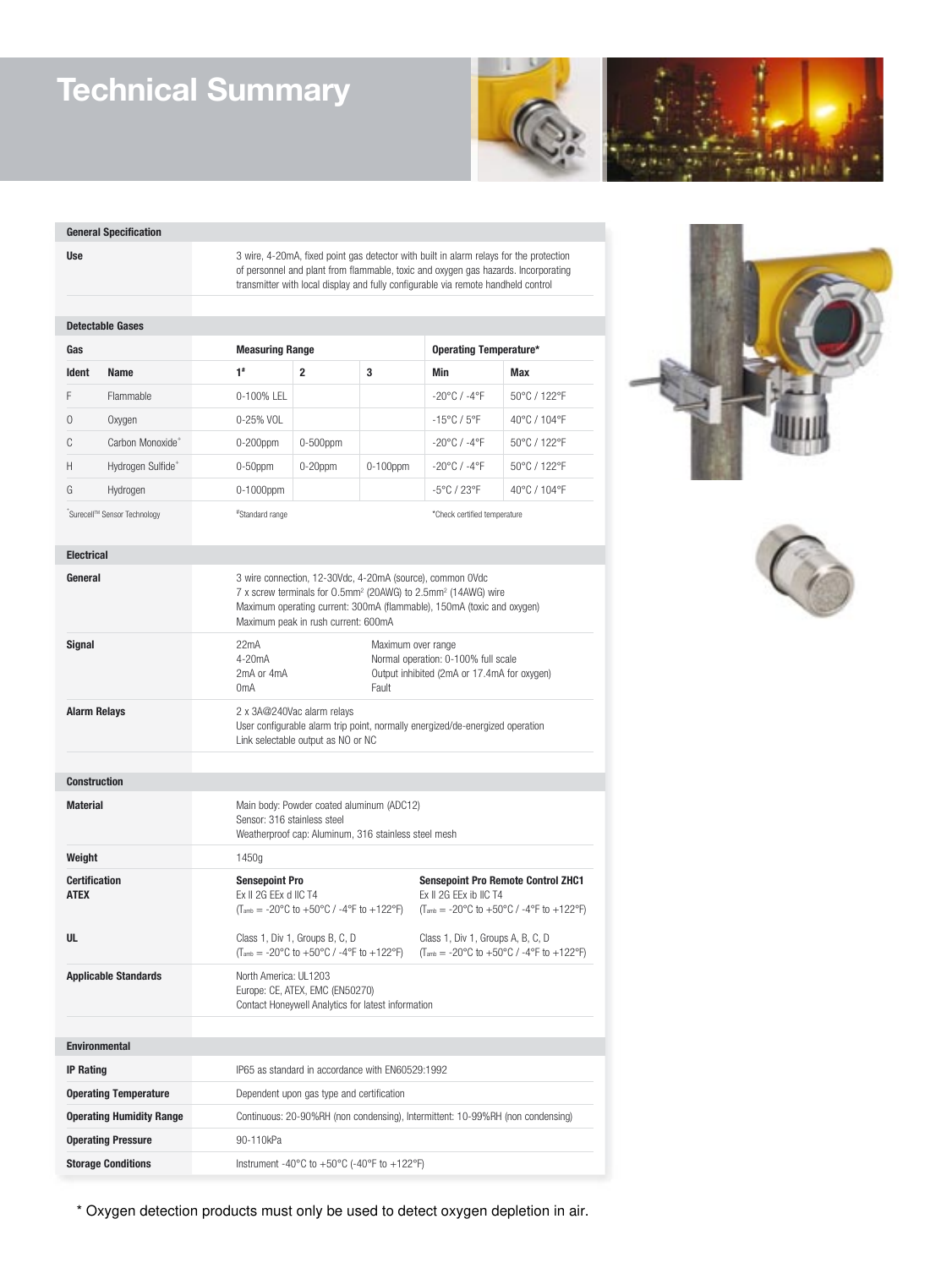# Technical Summary

## General Specification

| | |
|---|---|
| **Use** | 3 wire, 4-20mA, fixed point gas detector with built in alarm relays for the protection of personnel and plant from flammable, toxic and oxygen gas hazards. Incorporating transmitter with local display and fully configurable via remote handheld control |

## Detectable Gases

| Gas | | Measuring Range | | | Operating Temperature* | |
|---|---|---|---|---|---|---|
| **Ident** | **Name** | **1#** | **2** | **3** | **Min** | **Max** |
| F | Flammable | 0-100% LEL | | | -20°C / -4°F | 50°C / 122°F |
| O | Oxygen | 0-25% VOL | | | -15°C / 5°F | 40°C / 104°F |
| C | Carbon Monoxide⁺ | 0-200ppm | 0-500ppm | | -20°C / -4°F | 50°C / 122°F |
| H | Hydrogen Sulfide⁺ | 0-50ppm | 0-20ppm | 0-100ppm | -20°C / -4°F | 50°C / 122°F |
| G | Hydrogen | 0-1000ppm | | | -5°C / 23°F | 40°C / 104°F |

⁺Surecell™ Sensor Technology #Standard range *Check certified temperature

## Electrical

| | | |
|---|---|---|
| **General** | 3 wire connection, 12-30Vdc, 4-20mA (source), common 0Vdc<br>7 x screw terminals for 0.5mm² (20AWG) to 2.5mm² (14AWG) wire<br>Maximum operating current: 300mA (flammable), 150mA (toxic and oxygen)<br>Maximum peak in rush current: 600mA | |
| **Signal** | 22mA | Maximum over range |
| | 4-20mA | Normal operation: 0-100% full scale |
| | 2mA or 4mA | Output inhibited (2mA or 17.4mA for oxygen) |
| | 0mA | Fault |
| **Alarm Relays** | 2 x 3A@240Vac alarm relays<br>User configurable alarm trip point, normally energized/de-energized operation<br>Link selectable output as NO or NC | |

## Construction

| | | |
|---|---|---|
| **Material** | Main body: Powder coated aluminum (ADC12)<br>Sensor: 316 stainless steel<br>Weatherproof cap: Aluminum, 316 stainless steel mesh | |
| **Weight** | 1450g | |
| **Certification** | **Sensepoint Pro** | **Sensepoint Pro Remote Control ZHC1** |
| **ATEX** | Ex II 2G EEx d IIC T4<br>(Tamb = -20°C to +50°C / -4°F to +122°F) | Ex II 2G EEx ib IIC T4<br>(Tamb = -20°C to +50°C / -4°F to +122°F) |
| **UL** | Class 1, Div 1, Groups B, C, D<br>(Tamb = -20°C to +50°C / -4°F to +122°F) | Class 1, Div 1, Groups A, B, C, D<br>(Tamb = -20°C to +50°C / -4°F to +122°F) |
| **Applicable Standards** | North America: UL1203<br>Europe: CE, ATEX, EMC (EN50270)<br>Contact Honeywell Analytics for latest information | |

## Environmental

| | |
|---|---|
| **IP Rating** | IP65 as standard in accordance with EN60529:1992 |
| **Operating Temperature** | Dependent upon gas type and certification |
| **Operating Humidity Range** | Continuous: 20-90%RH (non condensing), Intermittent: 10-99%RH (non condensing) |
| **Operating Pressure** | 90-110kPa |
| **Storage Conditions** | Instrument -40°C to +50°C (-40°F to +122°F) |

* Oxygen detection products must only be used to detect oxygen depletion in air.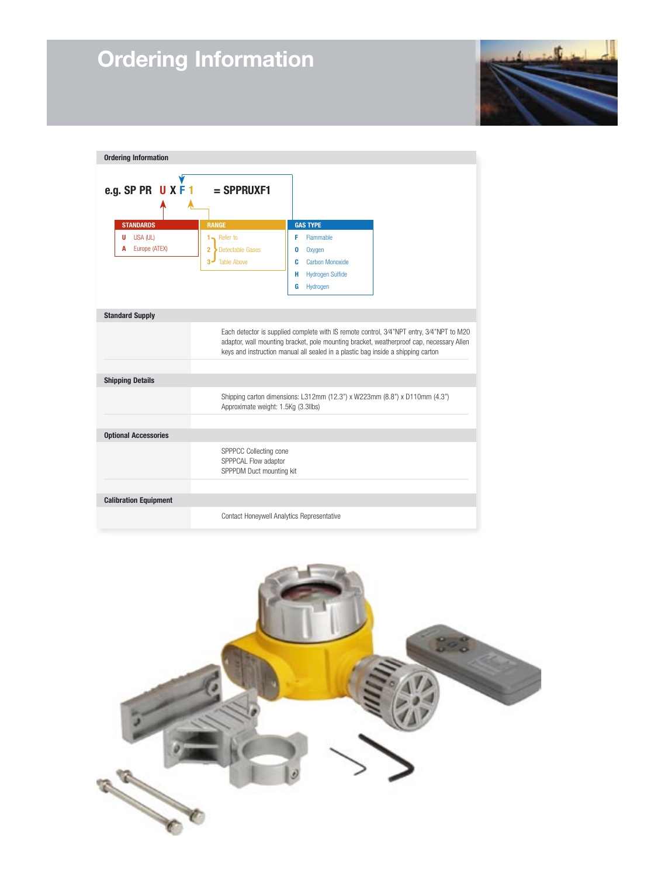# Ordering Information

## Ordering Information

e.g. SP PR U X F 1 = SPPRUXF1

| STANDARDS | |
|---|---|
| U | USA (UL) |
| A | Europe (ATEX) |

| RANGE | |
|---|---|
| 1 | Refer to |
| 2 | Detectable Gases |
| 3 | Table Above |

| GAS TYPE | |
|---|---|
| F | Flammable |
| O | Oxygen |
| C | Carbon Monoxide |
| H | Hydrogen Sulfide |
| G | Hydrogen |

## Standard Supply

Each detector is supplied complete with IS remote control, 3⁄4"NPT entry, 3⁄4"NPT to M20 adaptor, wall mounting bracket, pole mounting bracket, weatherproof cap, necessary Allen keys and instruction manual all sealed in a plastic bag inside a shipping carton

## Shipping Details

Shipping carton dimensions: L312mm (12.3") x W223mm (8.8") x D110mm (4.3")
Approximate weight: 1.5Kg (3.3lbs)

## Optional Accessories

SPPPCC Collecting cone
SPPCAL Flow adaptor
SPPPDM Duct mounting kit

## Calibration Equipment

Contact Honeywell Analytics Representative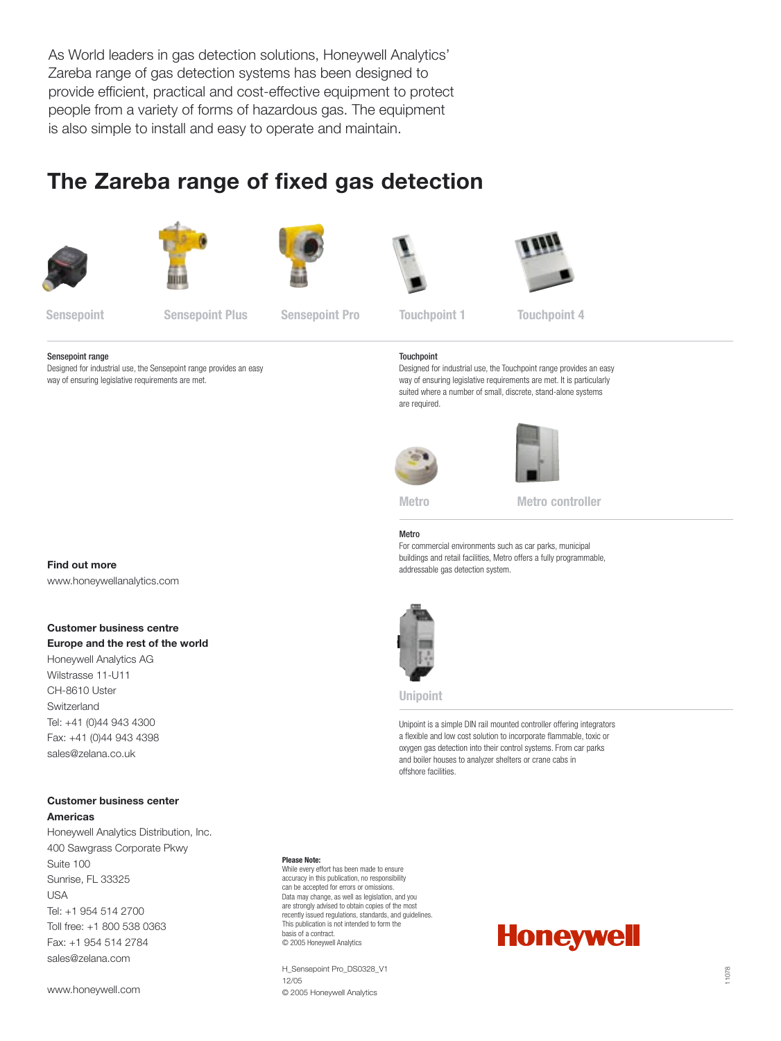As World leaders in gas detection solutions, Honeywell Analytics' Zareba range of gas detection systems has been designed to provide efficient, practical and cost-effective equipment to protect people from a variety of forms of hazardous gas. The equipment is also simple to install and easy to operate and maintain.

## The Zareba range of fixed gas detection

Sensepoint

Sensepoint Plus

Sensepoint Pro

Touchpoint 1

Touchpoint 4

**Sensepoint range**

Designed for industrial use, the Sensepoint range provides an easy way of ensuring legislative requirements are met.

**Touchpoint**

Designed for industrial use, the Touchpoint range provides an easy way of ensuring legislative requirements are met. It is particularly suited where a number of small, discrete, stand-alone systems are required.

Metro

Metro controller

**Metro**

For commercial environments such as car parks, municipal buildings and retail facilities, Metro offers a fully programmable, addressable gas detection system.

Unipoint

Unipoint is a simple DIN rail mounted controller offering integrators a flexible and low cost solution to incorporate flammable, toxic or oxygen gas detection into their control systems. From car parks and boiler houses to analyzer shelters or crane cabs in offshore facilities.

**Find out more**

www.honeywellanalytics.com

**Customer business centre**
**Europe and the rest of the world**

Honeywell Analytics AG
Wilstrasse 11-U11
CH-8610 Uster
Switzerland
Tel: +41 (0)44 943 4300
Fax: +41 (0)44 943 4398
sales@zelana.co.uk

**Customer business center**
**Americas**

Honeywell Analytics Distribution, Inc.
400 Sawgrass Corporate Pkwy
Suite 100
Sunrise, FL 33325
USA
Tel: +1 954 514 2700
Toll free: +1 800 538 0363
Fax: +1 954 514 2784
sales@zelana.com

www.honeywell.com

**Please Note:**
While every effort has been made to ensure accuracy in this publication, no responsibility can be accepted for errors or omissions. Data may change, as well as legislation, and you are strongly advised to obtain copies of the most recently issued regulations, standards, and guidelines. This publication is not intended to form the basis of a contract.
© 2005 Honeywell Analytics

H_Sensepoint Pro_DS0328_V1
12/05
© 2005 Honeywell Analytics

**Honeywell**

11078